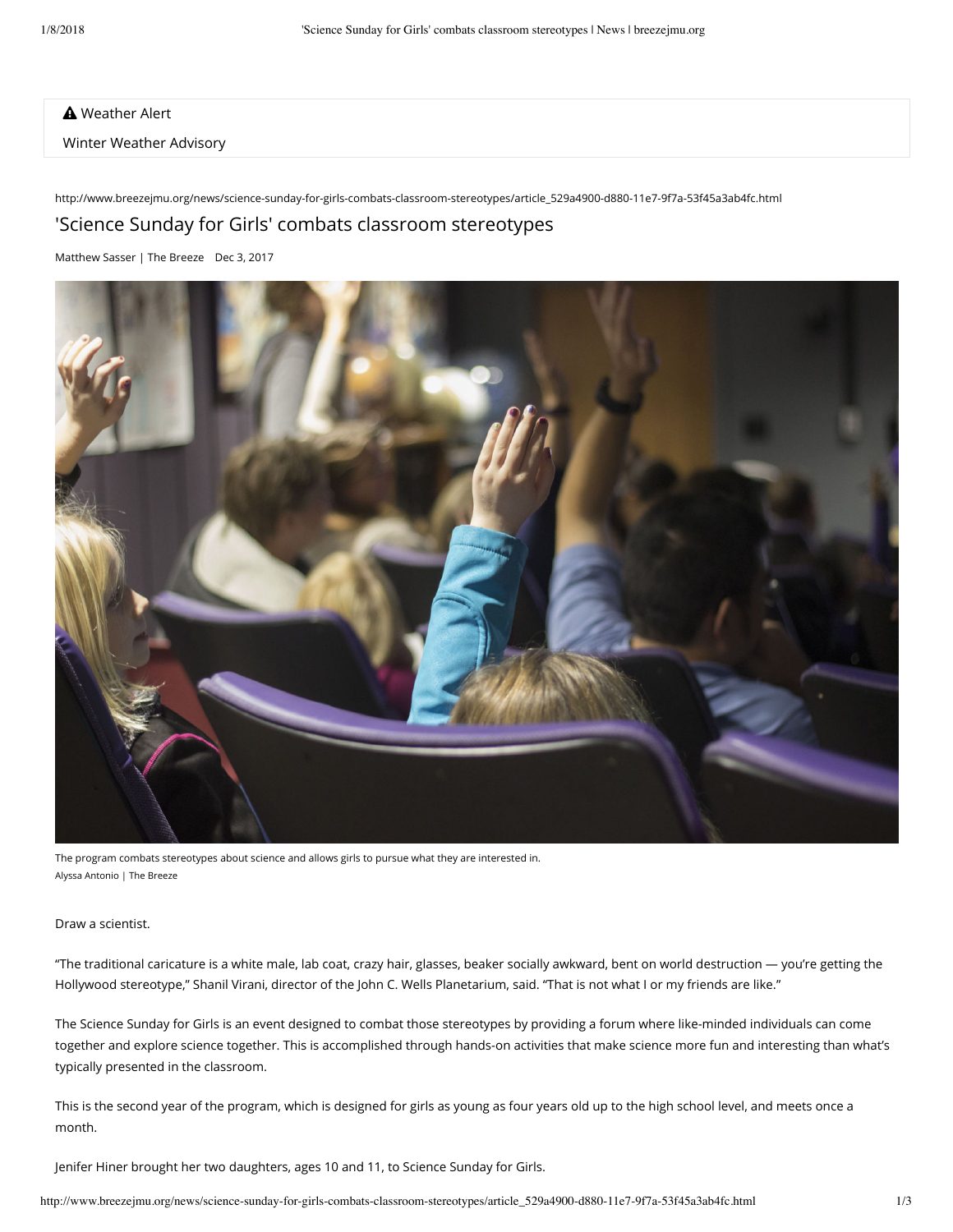Weather Alert

Winter Weather Advisory

http://www.breezejmu.org/news/science-sunday-for-girls-combats-classroom-stereotypes/article_529a4900-d880-11e7-9f7a-53f45a3ab4fc.html

# 'Science Sunday for Girls' combats classroom stereotypes

Matthew Sasser | The Breeze Dec 3, 2017

The program combats stereotypes about science and allows girls to pursue what they are interested in.
Alyssa Antonio | The Breeze

Draw a scientist.

"The traditional caricature is a white male, lab coat, crazy hair, glasses, beaker socially awkward, bent on world destruction — you're getting the Hollywood stereotype," Shanil Virani, director of the John C. Wells Planetarium, said. "That is not what I or my friends are like."

The Science Sunday for Girls is an event designed to combat those stereotypes by providing a forum where like-minded individuals can come together and explore science together. This is accomplished through hands-on activities that make science more fun and interesting than what's typically presented in the classroom.

This is the second year of the program, which is designed for girls as young as four years old up to the high school level, and meets once a month.

Jenifer Hiner brought her two daughters, ages 10 and 11, to Science Sunday for Girls.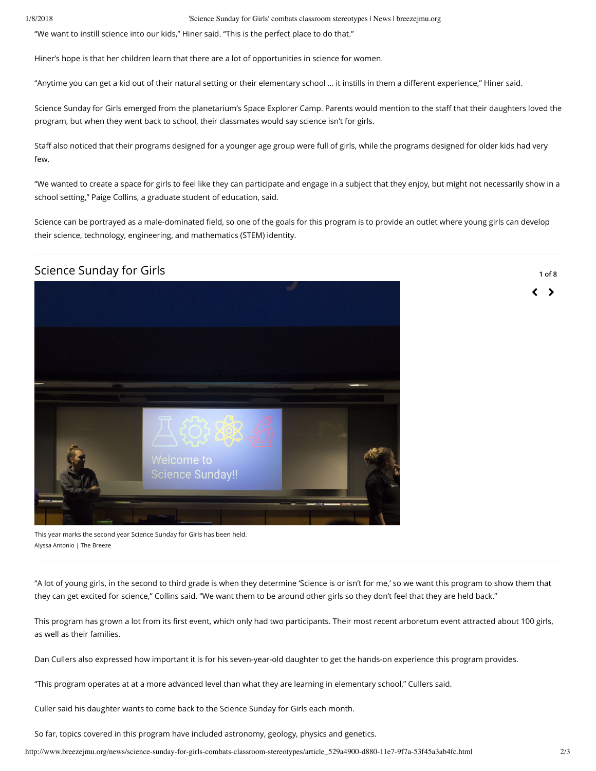"We want to instill science into our kids," Hiner said. "This is the perfect place to do that."

Hiner's hope is that her children learn that there are a lot of opportunities in science for women.

"Anytime you can get a kid out of their natural setting or their elementary school ... it instills in them a different experience," Hiner said.

Science Sunday for Girls emerged from the planetarium's Space Explorer Camp. Parents would mention to the staff that their daughters loved the program, but when they went back to school, their classmates would say science isn't for girls.

Staff also noticed that their programs designed for a younger age group were full of girls, while the programs designed for older kids had very few.

"We wanted to create a space for girls to feel like they can participate and engage in a subject that they enjoy, but might not necessarily show in a school setting," Paige Collins, a graduate student of education, said.

Science can be portrayed as a male-dominated field, so one of the goals for this program is to provide an outlet where young girls can develop their science, technology, engineering, and mathematics (STEM) identity.

## Science Sunday for Girls

1 of 8

This year marks the second year Science Sunday for Girls has been held.
Alyssa Antonio | The Breeze

"A lot of young girls, in the second to third grade is when they determine 'Science is or isn't for me,' so we want this program to show them that they can get excited for science," Collins said. "We want them to be around other girls so they don't feel that they are held back."

This program has grown a lot from its first event, which only had two participants. Their most recent arboretum event attracted about 100 girls, as well as their families.

Dan Cullers also expressed how important it is for his seven-year-old daughter to get the hands-on experience this program provides.

"This program operates at at a more advanced level than what they are learning in elementary school," Cullers said.

Culler said his daughter wants to come back to the Science Sunday for Girls each month.

So far, topics covered in this program have included astronomy, geology, physics and genetics.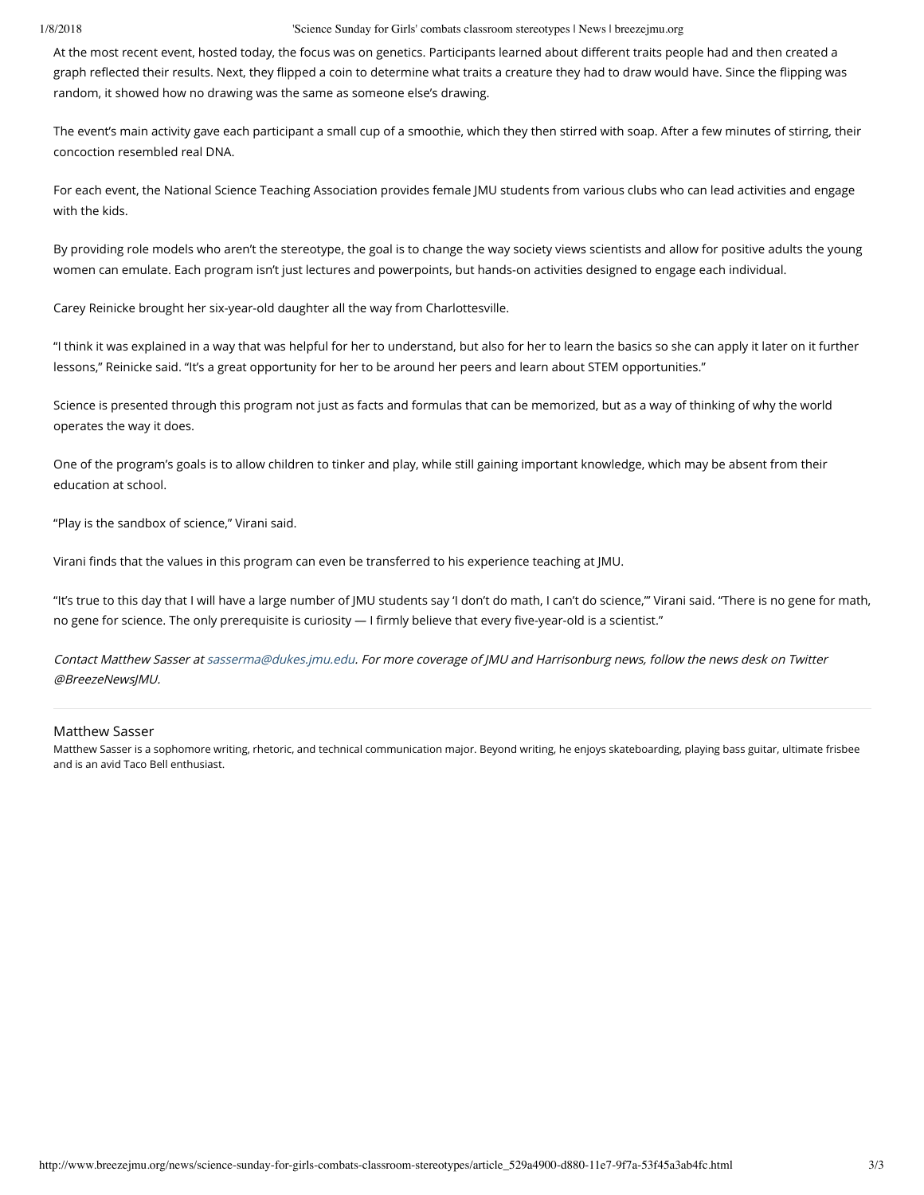At the most recent event, hosted today, the focus was on genetics. Participants learned about different traits people had and then created a graph reflected their results. Next, they flipped a coin to determine what traits a creature they had to draw would have. Since the flipping was random, it showed how no drawing was the same as someone else's drawing.

The event's main activity gave each participant a small cup of a smoothie, which they then stirred with soap. After a few minutes of stirring, their concoction resembled real DNA.

For each event, the National Science Teaching Association provides female JMU students from various clubs who can lead activities and engage with the kids.

By providing role models who aren't the stereotype, the goal is to change the way society views scientists and allow for positive adults the young women can emulate. Each program isn't just lectures and powerpoints, but hands-on activities designed to engage each individual.

Carey Reinicke brought her six-year-old daughter all the way from Charlottesville.

"I think it was explained in a way that was helpful for her to understand, but also for her to learn the basics so she can apply it later on it further lessons," Reinicke said. "It's a great opportunity for her to be around her peers and learn about STEM opportunities."

Science is presented through this program not just as facts and formulas that can be memorized, but as a way of thinking of why the world operates the way it does.

One of the program's goals is to allow children to tinker and play, while still gaining important knowledge, which may be absent from their education at school.

"Play is the sandbox of science," Virani said.

Virani finds that the values in this program can even be transferred to his experience teaching at JMU.

"It's true to this day that I will have a large number of JMU students say 'I don't do math, I can't do science,'" Virani said. "There is no gene for math, no gene for science. The only prerequisite is curiosity — I firmly believe that every five-year-old is a scientist."

*Contact Matthew Sasser at sasserma@dukes.jmu.edu. For more coverage of JMU and Harrisonburg news, follow the news desk on Twitter @BreezeNewsJMU.*

---

Matthew Sasser

Matthew Sasser is a sophomore writing, rhetoric, and technical communication major. Beyond writing, he enjoys skateboarding, playing bass guitar, ultimate frisbee and is an avid Taco Bell enthusiast.